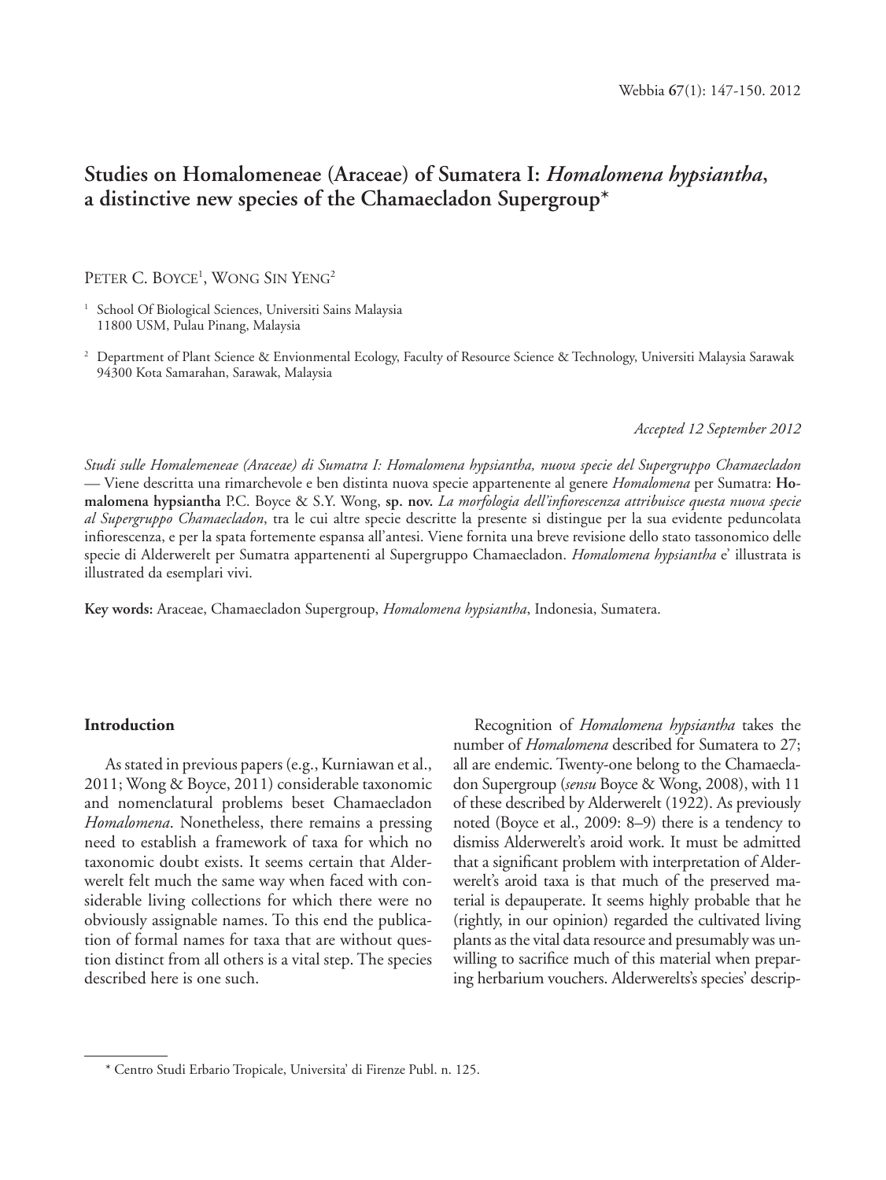# Studies on Homalomeneae (Araceae) of Sumatera I: *Homalomena hypsiantha*, a distinctive new species of the Chamaecladon Supergroup*

Peter C. Boyce[1], Wong Sin Yeng[2]

[1] School Of Biological Sciences, Universiti Sains Malaysia 11800 USM, Pulau Pinang, Malaysia

[2] Department of Plant Science & Envionmental Ecology, Faculty of Resource Science & Technology, Universiti Malaysia Sarawak 94300 Kota Samarahan, Sarawak, Malaysia

*Accepted 12 September 2012*

*Studi sulle Homalemeneae (Araceae) di Sumatra I: Homalomena hypsiantha, nuova specie del Supergruppo Chamaecladon* — Viene descritta una rimarchevole e ben distinta nuova specie appartenente al genere *Homalomena* per Sumatra: **Homalomena hypsiantha** P.C. Boyce & S.Y. Wong, **sp. nov.** *La morfologia dell'infiorescenza attribuisce questa nuova specie al Supergruppo Chamaecladon*, tra le cui altre specie descritte la presente si distingue per la sua evidente peduncolata infiorescenza, e per la spata fortemente espansa all'antesi. Viene fornita una breve revisione dello stato tassonomico delle specie di Alderwerelt per Sumatra appartenenti al Supergruppo Chamaecladon. *Homalomena hypsiantha* e' illustrata is illustrated da esemplari vivi.

**Key words:** Araceae, Chamaecladon Supergroup, *Homalomena hypsiantha*, Indonesia, Sumatera.

## Introduction

As stated in previous papers (e.g., Kurniawan et al., 2011; Wong & Boyce, 2011) considerable taxonomic and nomenclatural problems beset Chamaecladon *Homalomena*. Nonetheless, there remains a pressing need to establish a framework of taxa for which no taxonomic doubt exists. It seems certain that Alderwerelt felt much the same way when faced with considerable living collections for which there were no obviously assignable names. To this end the publication of formal names for taxa that are without question distinct from all others is a vital step. The species described here is one such.

Recognition of *Homalomena hypsiantha* takes the number of *Homalomena* described for Sumatera to 27; all are endemic. Twenty-one belong to the Chamaecladon Supergroup (*sensu* Boyce & Wong, 2008), with 11 of these described by Alderwerelt (1922). As previously noted (Boyce et al., 2009: 8–9) there is a tendency to dismiss Alderwerelt's aroid work. It must be admitted that a significant problem with interpretation of Alderwerelt's aroid taxa is that much of the preserved material is depauperate. It seems highly probable that he (rightly, in our opinion) regarded the cultivated living plants as the vital data resource and presumably was unwilling to sacrifice much of this material when preparing herbarium vouchers. Alderwerelts's species' descrip-

* Centro Studi Erbario Tropicale, Universita' di Firenze Publ. n. 125.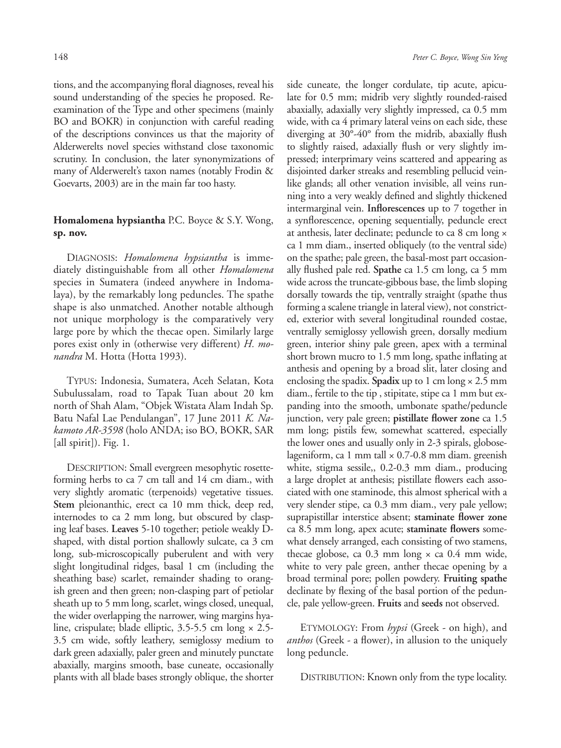tions, and the accompanying floral diagnoses, reveal his sound understanding of the species he proposed. Re-examination of the Type and other specimens (mainly BO and BOKR) in conjunction with careful reading of the descriptions convinces us that the majority of Alderwerelts novel species withstand close taxonomic scrutiny. In conclusion, the later synonymizations of many of Alderwerelt's taxon names (notably Frodin & Goevarts, 2003) are in the main far too hasty.

## **Homalomena hypsiantha** P.C. Boyce & S.Y. Wong, **sp. nov.**

DIAGNOSIS: *Homalomena hypsiantha* is immediately distinguishable from all other *Homalomena* species in Sumatera (indeed anywhere in Indomalaya), by the remarkably long peduncles. The spathe shape is also unmatched. Another notable although not unique morphology is the comparatively very large pore by which the thecae open. Similarly large pores exist only in (otherwise very different) *H. monandra* M. Hotta (Hotta 1993).

TYPUS: Indonesia, Sumatera, Aceh Selatan, Kota Subulussalam, road to Tapak Tuan about 20 km north of Shah Alam, "Objek Wistata Alam Indah Sp. Batu Nafal Lae Pendulangan", 17 June 2011 *K. Nakamoto AR-3598* (holo ANDA; iso BO, BOKR, SAR [all spirit]). Fig. 1.

DESCRIPTION: Small evergreen mesophytic rosette-forming herbs to ca 7 cm tall and 14 cm diam., with very slightly aromatic (terpenoids) vegetative tissues. **Stem** pleionanthic, erect ca 10 mm thick, deep red, internodes to ca 2 mm long, but obscured by clasping leaf bases. **Leaves** 5-10 together; petiole weakly D-shaped, with distal portion shallowly sulcate, ca 3 cm long, sub-microscopically puberulent and with very slight longitudinal ridges, basal 1 cm (including the sheathing base) scarlet, remainder shading to orangish green and then green; non-clasping part of petiolar sheath up to 5 mm long, scarlet, wings closed, unequal, the wider overlapping the narrower, wing margins hyaline, crispulate; blade elliptic, 3.5-5.5 cm long × 2.5-3.5 cm wide, softly leathery, semiglossy medium to dark green adaxially, paler green and minutely punctate abaxially, margins smooth, base cuneate, occasionally plants with all blade bases strongly oblique, the shorter side cuneate, the longer cordulate, tip acute, apiculate for 0.5 mm; midrib very slightly rounded-raised abaxially, adaxially very slightly impressed, ca 0.5 mm wide, with ca 4 primary lateral veins on each side, these diverging at 30°-40° from the midrib, abaxially flush to slightly raised, adaxially flush or very slightly impressed; interprimary veins scattered and appearing as disjointed darker streaks and resembling pellucid vein-like glands; all other venation invisible, all veins running into a very weakly defined and slightly thickened intermarginal vein. **Inflorescences** up to 7 together in a synflorescence, opening sequentially, peduncle erect at anthesis, later declinate; peduncle to ca 8 cm long × ca 1 mm diam., inserted obliquely (to the ventral side) on the spathe; pale green, the basal-most part occasionally flushed pale red. **Spathe** ca 1.5 cm long, ca 5 mm wide across the truncate-gibbous base, the limb sloping dorsally towards the tip, ventrally straight (spathe thus forming a scalene triangle in lateral view), not constricted, exterior with several longitudinal rounded costae, ventrally semiglossy yellowish green, dorsally medium green, interior shiny pale green, apex with a terminal short brown mucro to 1.5 mm long, spathe inflating at anthesis and opening by a broad slit, later closing and enclosing the spadix. **Spadix** up to 1 cm long × 2.5 mm diam., fertile to the tip , stipitate, stipe ca 1 mm but expanding into the smooth, umbonate spathe/peduncle junction, very pale green; **pistillate flower zone** ca 1.5 mm long; pistils few, somewhat scattered, especially the lower ones and usually only in 2-3 spirals, globose-lageniform, ca 1 mm tall × 0.7-0.8 mm diam. greenish white, stigma sessile,, 0.2-0.3 mm diam., producing a large droplet at anthesis; pistillate flowers each associated with one staminode, this almost spherical with a very slender stipe, ca 0.3 mm diam., very pale yellow; suprapistillar interstice absent; **staminate flower zone** ca 8.5 mm long, apex acute; **staminate flowers** somewhat densely arranged, each consisting of two stamens, thecae globose, ca 0.3 mm long × ca 0.4 mm wide, white to very pale green, anther thecae opening by a broad terminal pore; pollen powdery. **Fruiting spathe** declinate by flexing of the basal portion of the peduncle, pale yellow-green. **Fruits** and **seeds** not observed.

ETYMOLOGY: From *hypsi* (Greek - on high), and *anthos* (Greek - a flower), in allusion to the uniquely long peduncle.

DISTRIBUTION: Known only from the type locality.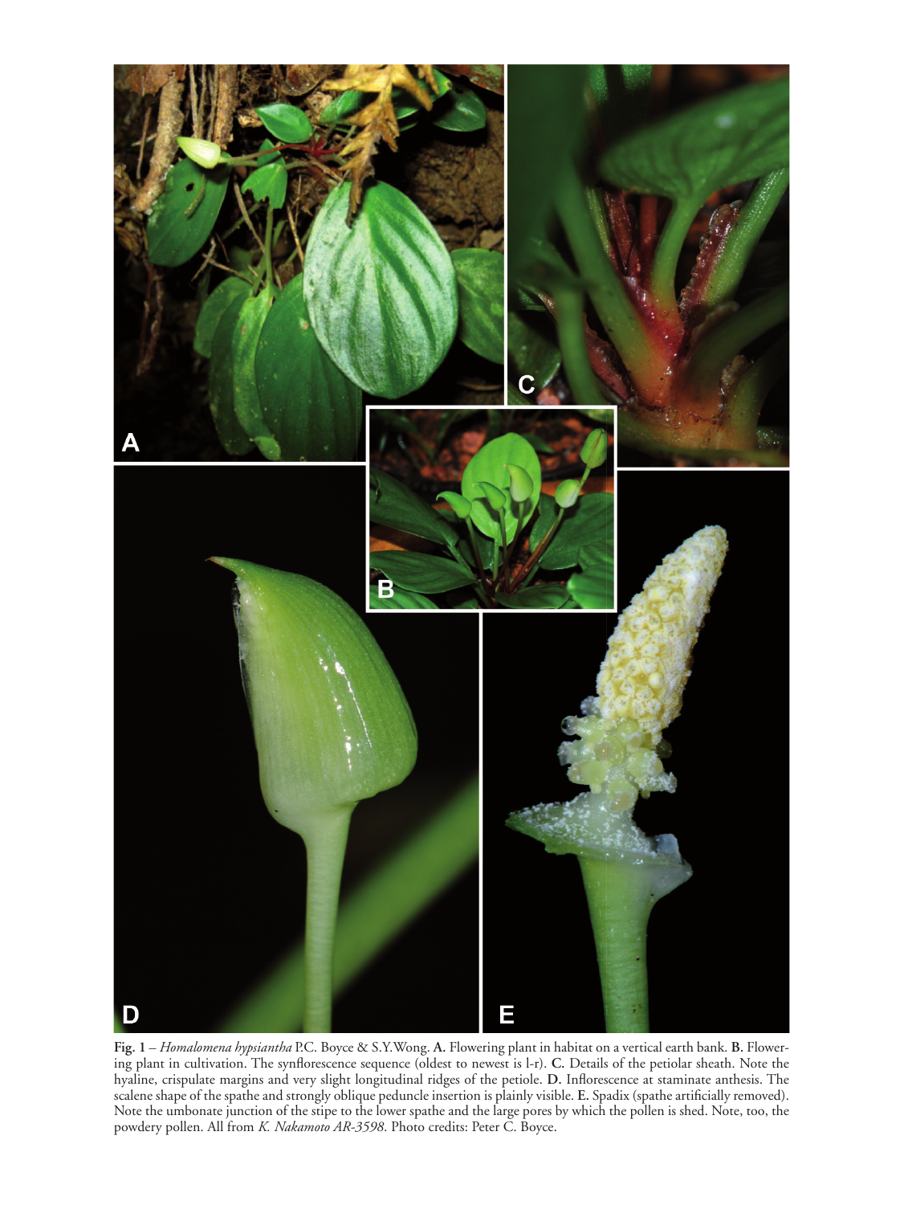**Fig. 1** – *Homalomena hypsiantha* P.C. Boyce & S.Y.Wong. **A.** Flowering plant in habitat on a vertical earth bank. **B.** Flowering plant in cultivation. The synflorescence sequence (oldest to newest is l-r). **C.** Details of the petiolar sheath. Note the hyaline, crispulate margins and very slight longitudinal ridges of the petiole. **D.** Inflorescence at staminate anthesis. The scalene shape of the spathe and strongly oblique peduncle insertion is plainly visible. **E.** Spadix (spathe artificially removed). Note the umbonate junction of the stipe to the lower spathe and the large pores by which the pollen is shed. Note, too, the powdery pollen. All from *K. Nakamoto AR-3598*. Photo credits: Peter C. Boyce.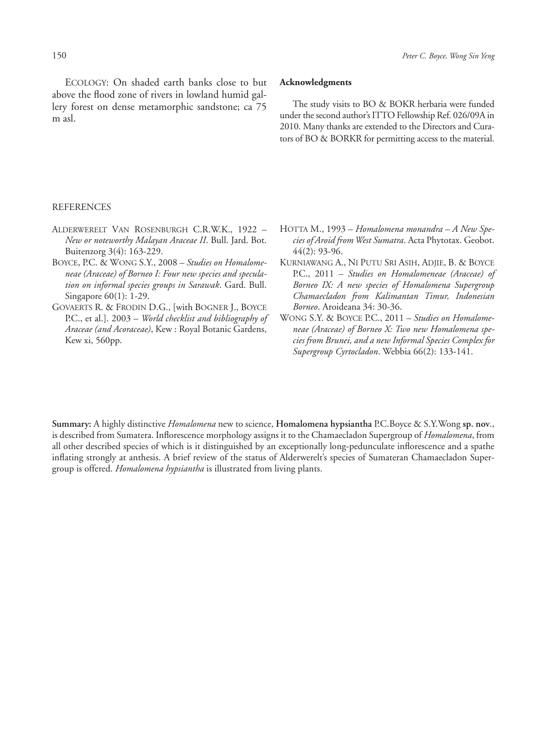ECOLOGY: On shaded earth banks close to but above the flood zone of rivers in lowland humid gallery forest on dense metamorphic sandstone; ca 75 m asl.

## Acknowledgments

The study visits to BO & BOKR herbaria were funded under the second author's ITTO Fellowship Ref. 026/09A in 2010. Many thanks are extended to the Directors and Curators of BO & BORKR for permitting access to the material.

## REFERENCES

ALDERWERELT VAN ROSENBURGH C.R.W.K., 1922 – *New or noteworthy Malayan Araceae II*. Bull. Jard. Bot. Buitenzorg 3(4): 163-229.

BOYCE, P.C. & WONG S.Y., 2008 – *Studies on Homalomeneae (Araceae) of Borneo I: Four new species and speculation on informal species groups in Sarawak*. Gard. Bull. Singapore 60(1): 1-29.

GOVAERTS R. & FRODIN D.G., [with BOGNER J., BOYCE P.C., et al.]. 2003 – *World checklist and bibliography of Araceae (and Acoraceae)*, Kew : Royal Botanic Gardens, Kew xi, 560pp.

HOTTA M., 1993 – *Homalomena monandra – A New Species of Aroid from West Sumatra*. Acta Phytotax. Geobot. 44(2): 93-96.

KURNIAWANG A., NI PUTU SRI ASIH, ADJIE, B. & BOYCE P.C., 2011 – *Studies on Homalomeneae (Araceae) of Borneo IX: A new species of Homalomena Supergroup Chamaecladon from Kalimantan Timur, Indonesian Borneo*. Aroideana 34: 30-36.

WONG S.Y. & BOYCE P.C., 2011 – *Studies on Homalomeneae (Araceae) of Borneo X: Two new Homalomena species from Brunei, and a new Informal Species Complex for Supergroup Cyrtocladon*. Webbia 66(2): 133-141.

**Summary:** A highly distinctive *Homalomena* new to science, **Homalomena hypsiantha** P.C.Boyce & S.Y.Wong **sp. nov**., is described from Sumatera. Inflorescence morphology assigns it to the Chamaecladon Supergroup of *Homalomena*, from all other described species of which is it distinguished by an exceptionally long-pedunculate inflorescence and a spathe inflating strongly at anthesis. A brief review of the status of Alderwerelt's species of Sumateran Chamaecladon Supergroup is offered. *Homalomena hypsiantha* is illustrated from living plants.